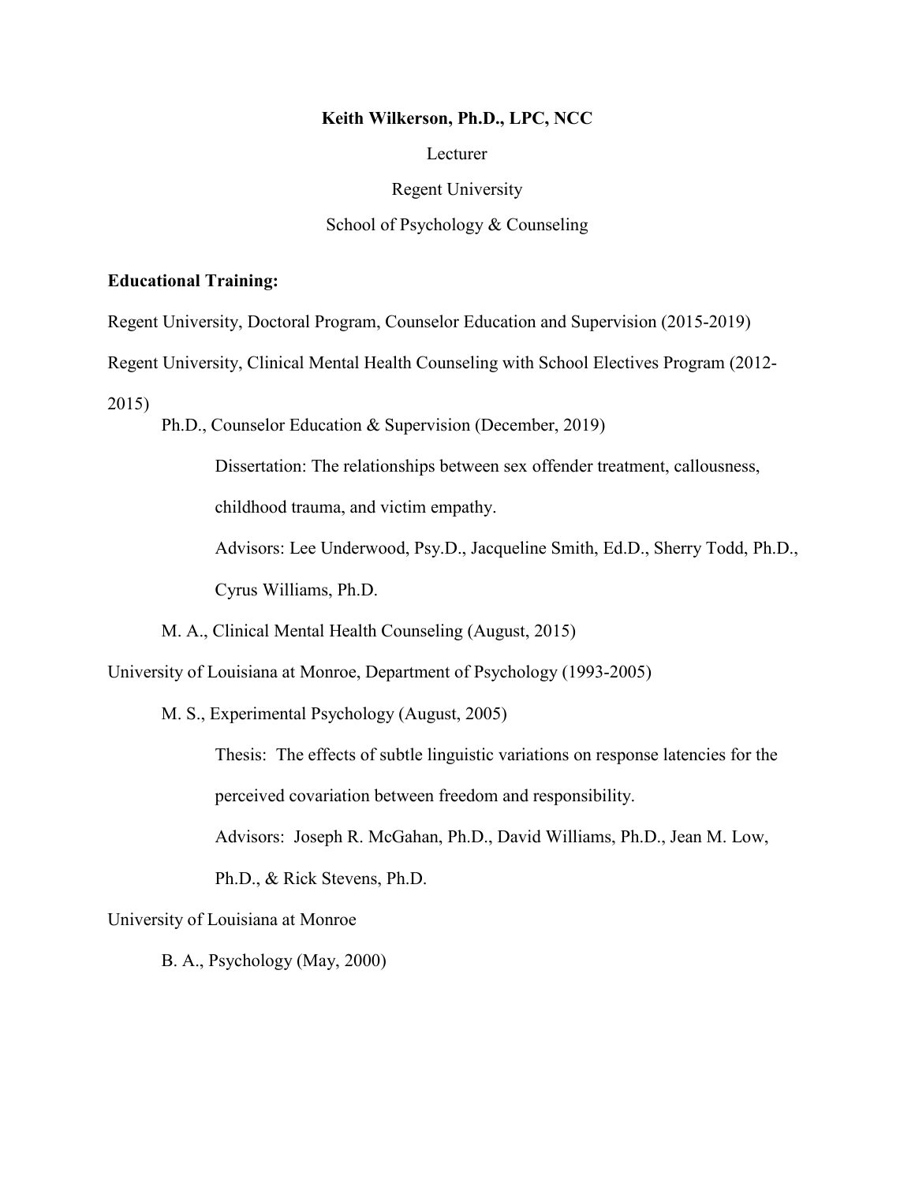**Keith Wilkerson, Ph.D., LPC, NCC**

Lecturer

Regent University

School of Psychology & Counseling

**Educational Training:**

Regent University, Doctoral Program, Counselor Education and Supervision (2015-2019)

Regent University, Clinical Mental Health Counseling with School Electives Program (2012-2015)

Ph.D., Counselor Education & Supervision (December, 2019)

Dissertation: The relationships between sex offender treatment, callousness, childhood trauma, and victim empathy.

Advisors: Lee Underwood, Psy.D., Jacqueline Smith, Ed.D., Sherry Todd, Ph.D., Cyrus Williams, Ph.D.

M. A., Clinical Mental Health Counseling (August, 2015)

University of Louisiana at Monroe, Department of Psychology (1993-2005)

M. S., Experimental Psychology (August, 2005)

Thesis: The effects of subtle linguistic variations on response latencies for the perceived covariation between freedom and responsibility.

Advisors: Joseph R. McGahan, Ph.D., David Williams, Ph.D., Jean M. Low, Ph.D., & Rick Stevens, Ph.D.

University of Louisiana at Monroe

B. A., Psychology (May, 2000)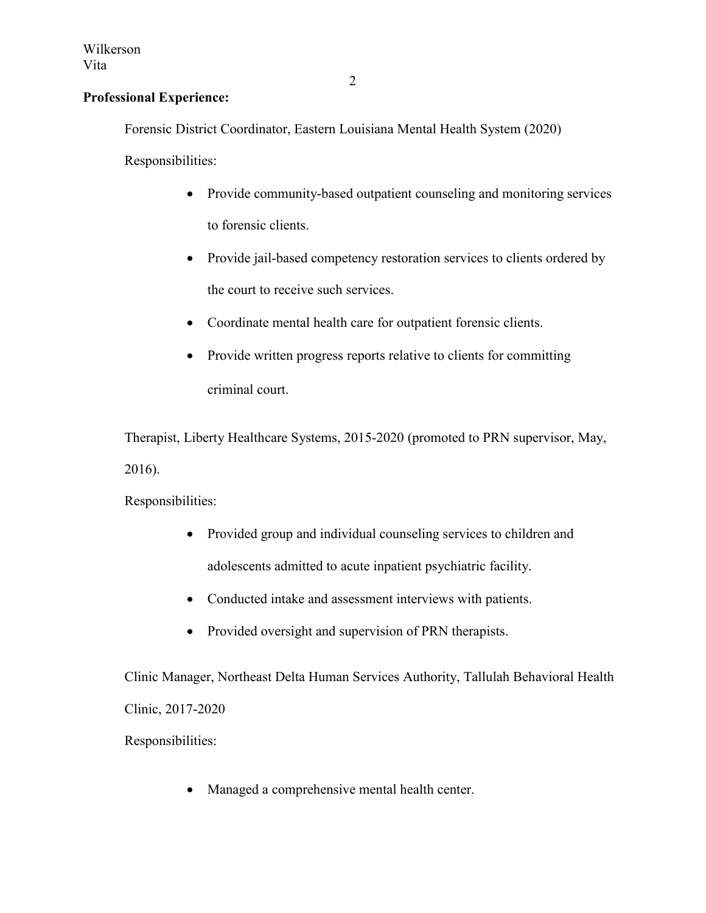**Professional Experience:**

Forensic District Coordinator, Eastern Louisiana Mental Health System (2020)

Responsibilities:

- Provide community-based outpatient counseling and monitoring services to forensic clients.
- Provide jail-based competency restoration services to clients ordered by the court to receive such services.
- Coordinate mental health care for outpatient forensic clients.
- Provide written progress reports relative to clients for committing criminal court.

Therapist, Liberty Healthcare Systems, 2015-2020 (promoted to PRN supervisor, May, 2016).

Responsibilities:

- Provided group and individual counseling services to children and adolescents admitted to acute inpatient psychiatric facility.
- Conducted intake and assessment interviews with patients.
- Provided oversight and supervision of PRN therapists.

Clinic Manager, Northeast Delta Human Services Authority, Tallulah Behavioral Health Clinic, 2017-2020

Responsibilities:

- Managed a comprehensive mental health center.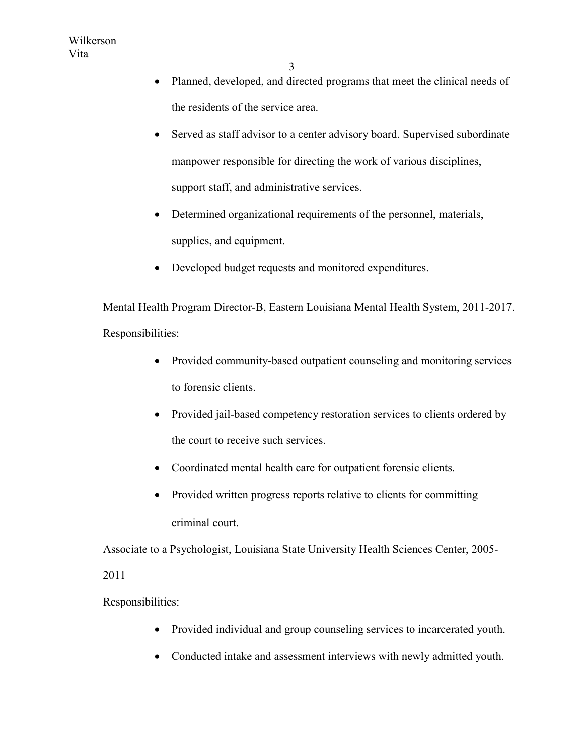- Planned, developed, and directed programs that meet the clinical needs of the residents of the service area.
- Served as staff advisor to a center advisory board. Supervised subordinate manpower responsible for directing the work of various disciplines, support staff, and administrative services.
- Determined organizational requirements of the personnel, materials, supplies, and equipment.
- Developed budget requests and monitored expenditures.

Mental Health Program Director-B, Eastern Louisiana Mental Health System, 2011-2017.

Responsibilities:

- Provided community-based outpatient counseling and monitoring services to forensic clients.
- Provided jail-based competency restoration services to clients ordered by the court to receive such services.
- Coordinated mental health care for outpatient forensic clients.
- Provided written progress reports relative to clients for committing criminal court.

Associate to a Psychologist, Louisiana State University Health Sciences Center, 2005-2011

Responsibilities:

- Provided individual and group counseling services to incarcerated youth.
- Conducted intake and assessment interviews with newly admitted youth.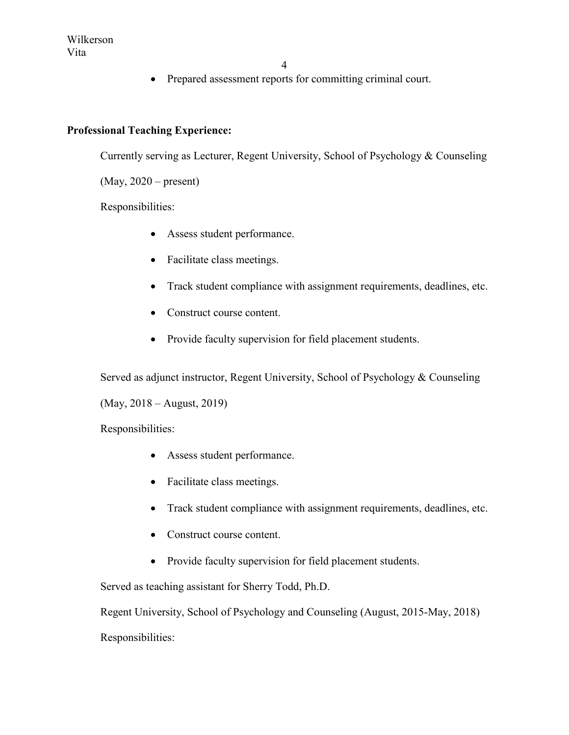- Prepared assessment reports for committing criminal court.

**Professional Teaching Experience:**

Currently serving as Lecturer, Regent University, School of Psychology & Counseling

(May, 2020 – present)

Responsibilities:

- Assess student performance.
- Facilitate class meetings.
- Track student compliance with assignment requirements, deadlines, etc.
- Construct course content.
- Provide faculty supervision for field placement students.

Served as adjunct instructor, Regent University, School of Psychology & Counseling

(May, 2018 – August, 2019)

Responsibilities:

- Assess student performance.
- Facilitate class meetings.
- Track student compliance with assignment requirements, deadlines, etc.
- Construct course content.
- Provide faculty supervision for field placement students.

Served as teaching assistant for Sherry Todd, Ph.D.

Regent University, School of Psychology and Counseling (August, 2015-May, 2018)

Responsibilities: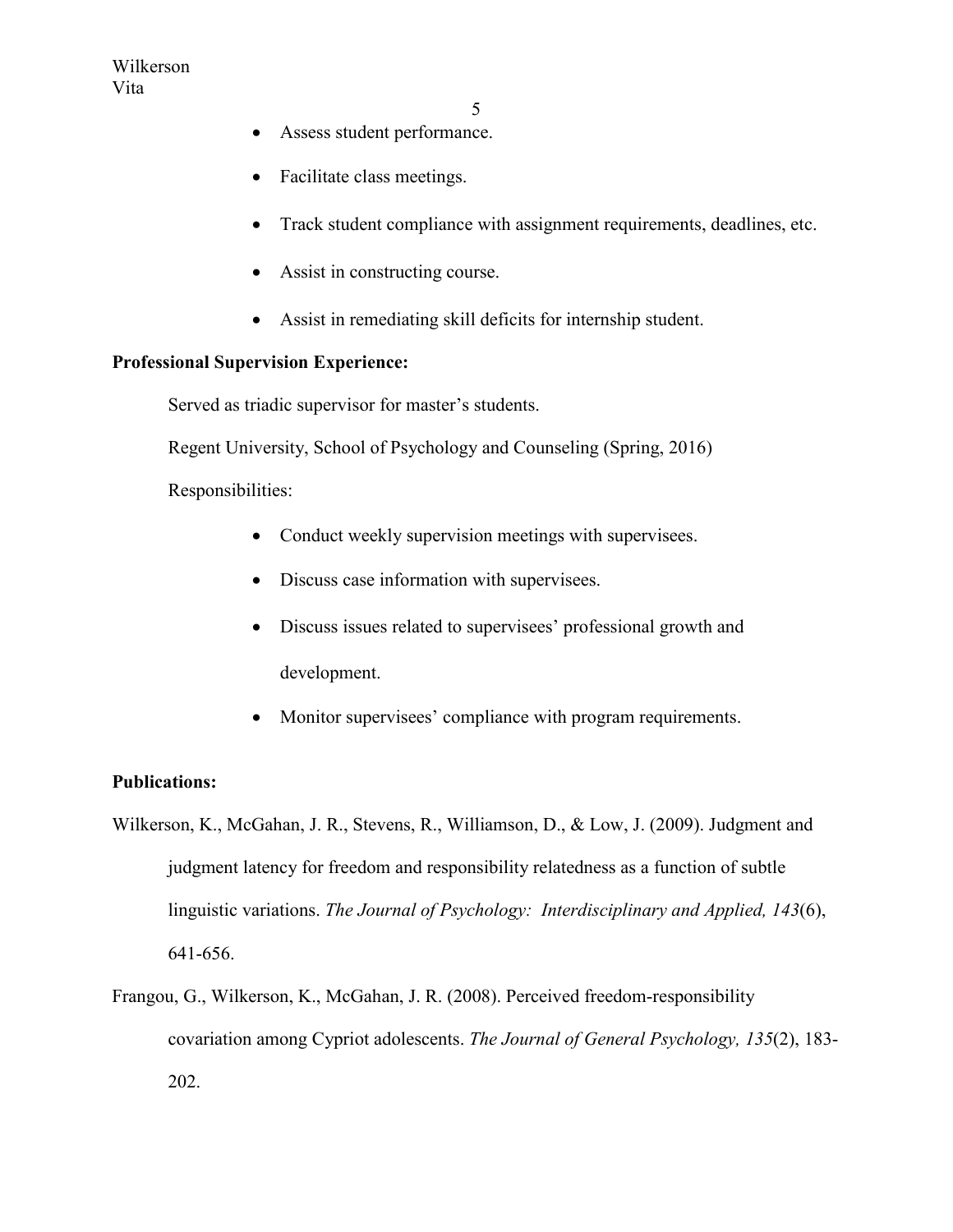- Assess student performance.
- Facilitate class meetings.
- Track student compliance with assignment requirements, deadlines, etc.
- Assist in constructing course.
- Assist in remediating skill deficits for internship student.

**Professional Supervision Experience:**

Served as triadic supervisor for master's students.

Regent University, School of Psychology and Counseling (Spring, 2016)

Responsibilities:

- Conduct weekly supervision meetings with supervisees.
- Discuss case information with supervisees.
- Discuss issues related to supervisees' professional growth and development.
- Monitor supervisees' compliance with program requirements.

**Publications:**

Wilkerson, K., McGahan, J. R., Stevens, R., Williamson, D., & Low, J. (2009). Judgment and judgment latency for freedom and responsibility relatedness as a function of subtle linguistic variations. *The Journal of Psychology: Interdisciplinary and Applied, 143*(6), 641-656.

Frangou, G., Wilkerson, K., McGahan, J. R. (2008). Perceived freedom-responsibility covariation among Cypriot adolescents. *The Journal of General Psychology, 135*(2), 183-202.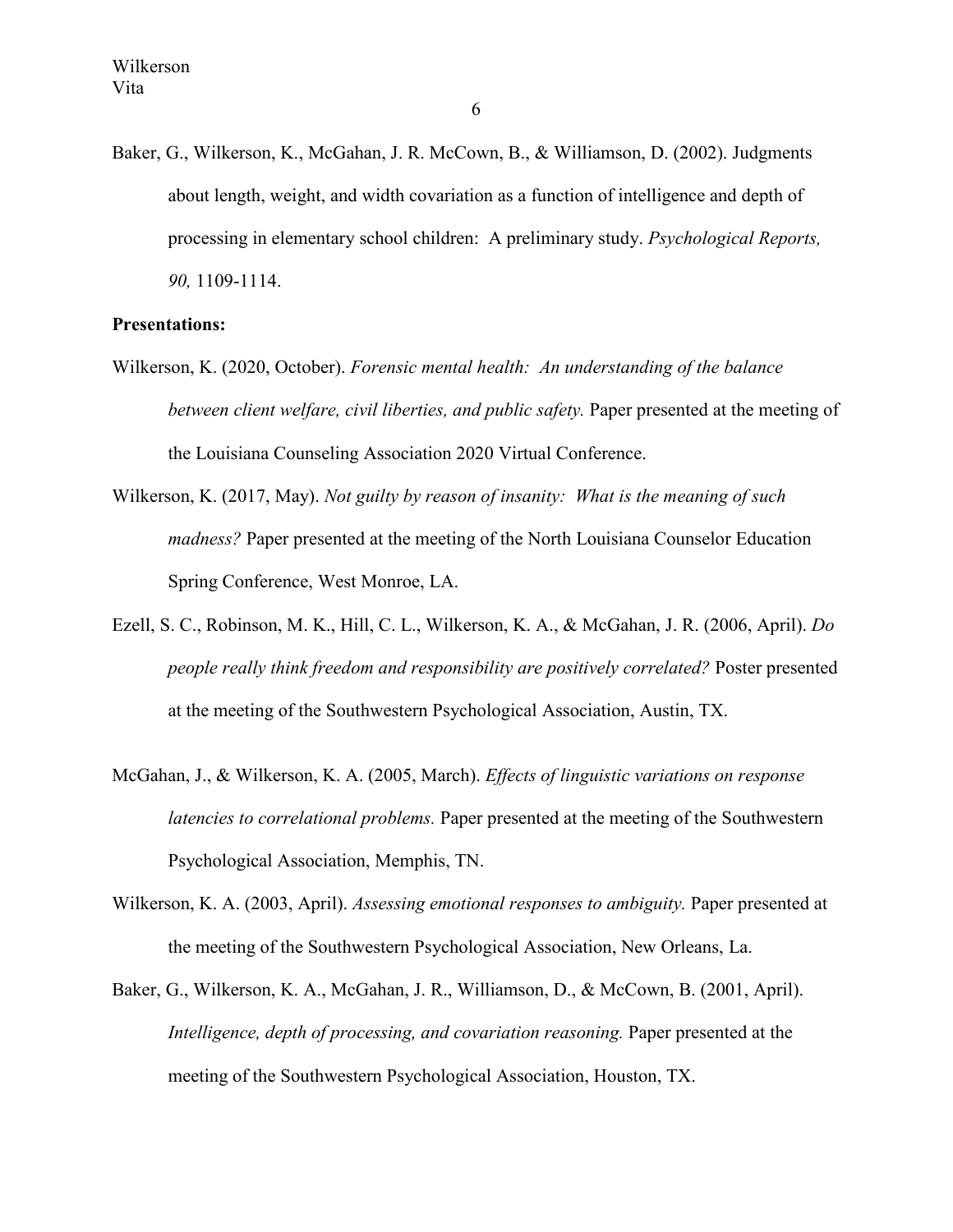Baker, G., Wilkerson, K., McGahan, J. R. McCown, B., & Williamson, D. (2002). Judgments about length, weight, and width covariation as a function of intelligence and depth of processing in elementary school children: A preliminary study. *Psychological Reports, 90,* 1109-1114.

**Presentations:**

Wilkerson, K. (2020, October). *Forensic mental health: An understanding of the balance between client welfare, civil liberties, and public safety.* Paper presented at the meeting of the Louisiana Counseling Association 2020 Virtual Conference.

Wilkerson, K. (2017, May). *Not guilty by reason of insanity: What is the meaning of such madness?* Paper presented at the meeting of the North Louisiana Counselor Education Spring Conference, West Monroe, LA.

Ezell, S. C., Robinson, M. K., Hill, C. L., Wilkerson, K. A., & McGahan, J. R. (2006, April). *Do people really think freedom and responsibility are positively correlated?* Poster presented at the meeting of the Southwestern Psychological Association, Austin, TX.

McGahan, J., & Wilkerson, K. A. (2005, March). *Effects of linguistic variations on response latencies to correlational problems.* Paper presented at the meeting of the Southwestern Psychological Association, Memphis, TN.

Wilkerson, K. A. (2003, April). *Assessing emotional responses to ambiguity.* Paper presented at the meeting of the Southwestern Psychological Association, New Orleans, La.

Baker, G., Wilkerson, K. A., McGahan, J. R., Williamson, D., & McCown, B. (2001, April). *Intelligence, depth of processing, and covariation reasoning.* Paper presented at the meeting of the Southwestern Psychological Association, Houston, TX.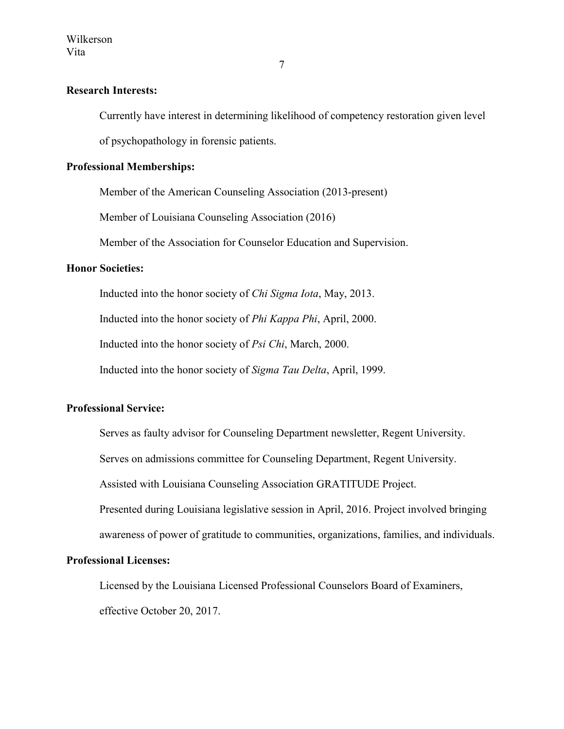**Research Interests:**

Currently have interest in determining likelihood of competency restoration given level of psychopathology in forensic patients.

**Professional Memberships:**

Member of the American Counseling Association (2013-present)

Member of Louisiana Counseling Association (2016)

Member of the Association for Counselor Education and Supervision.

**Honor Societies:**

Inducted into the honor society of *Chi Sigma Iota*, May, 2013.

Inducted into the honor society of *Phi Kappa Phi*, April, 2000.

Inducted into the honor society of *Psi Chi*, March, 2000.

Inducted into the honor society of *Sigma Tau Delta*, April, 1999.

**Professional Service:**

Serves as faulty advisor for Counseling Department newsletter, Regent University.

Serves on admissions committee for Counseling Department, Regent University.

Assisted with Louisiana Counseling Association GRATITUDE Project.

Presented during Louisiana legislative session in April, 2016. Project involved bringing awareness of power of gratitude to communities, organizations, families, and individuals.

**Professional Licenses:**

Licensed by the Louisiana Licensed Professional Counselors Board of Examiners, effective October 20, 2017.